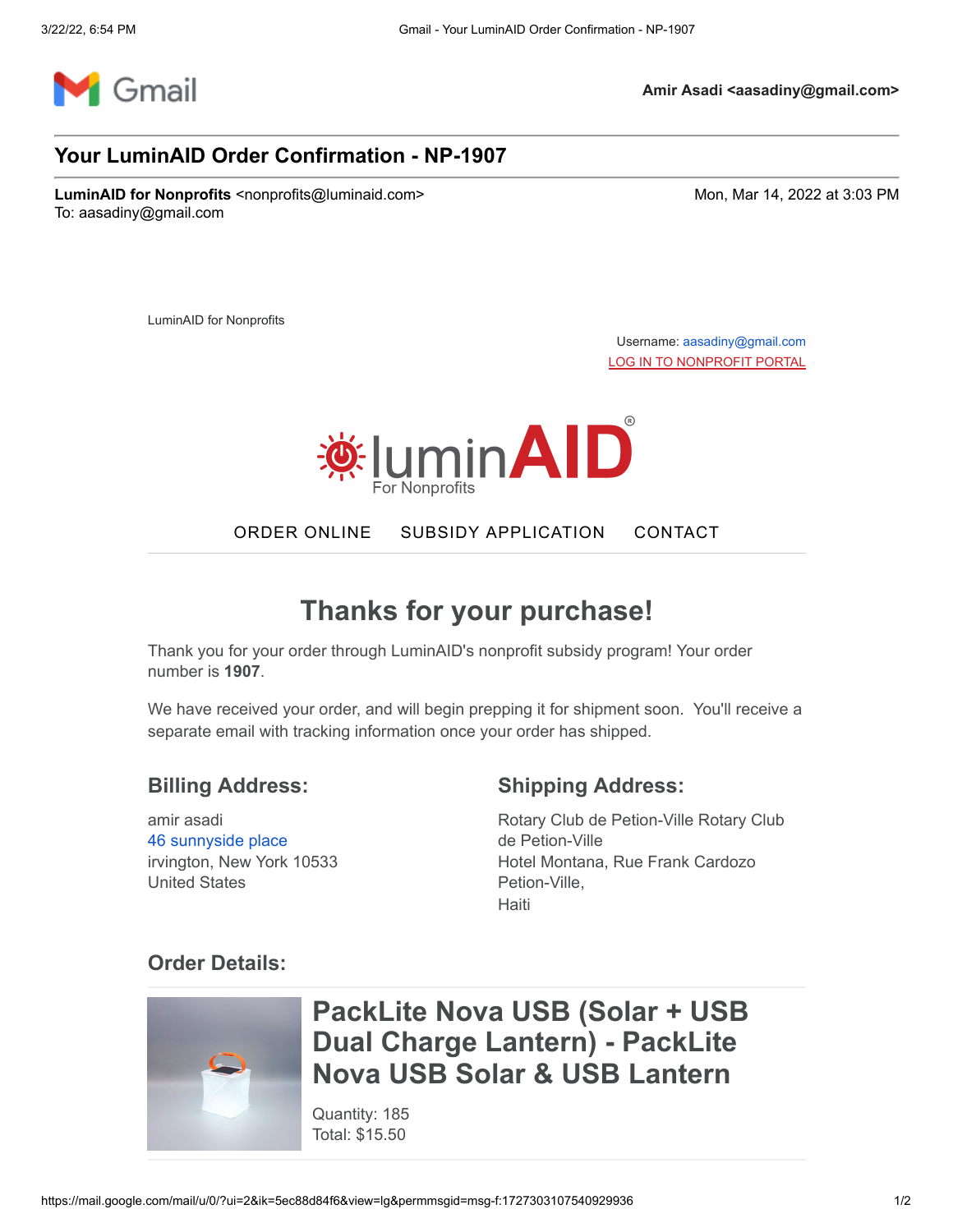Amir Asadi <aasadiny@gmail.com>

# Your LuminAID Order Confirmation - NP-1907

**LuminAID for Nonprofits** <nonprofits@luminaid.com>
To: aasadiny@gmail.com

Mon, Mar 14, 2022 at 3:03 PM

LuminAID for Nonprofits

Username: aasadiny@gmail.com
LOG IN TO NONPROFIT PORTAL

luminAID®
For Nonprofits

ORDER ONLINE SUBSIDY APPLICATION CONTACT

## Thanks for your purchase!

Thank you for your order through LuminAID's nonprofit subsidy program! Your order number is **1907**.

We have received your order, and will begin prepping it for shipment soon. You'll receive a separate email with tracking information once your order has shipped.

### Billing Address:

amir asadi
46 sunnyside place
irvington, New York 10533
United States

### Shipping Address:

Rotary Club de Petion-Ville Rotary Club de Petion-Ville
Hotel Montana, Rue Frank Cardozo
Petion-Ville,
Haiti

### Order Details:

## PackLite Nova USB (Solar + USB Dual Charge Lantern) - PackLite Nova USB Solar & USB Lantern

Quantity: 185
Total: $15.50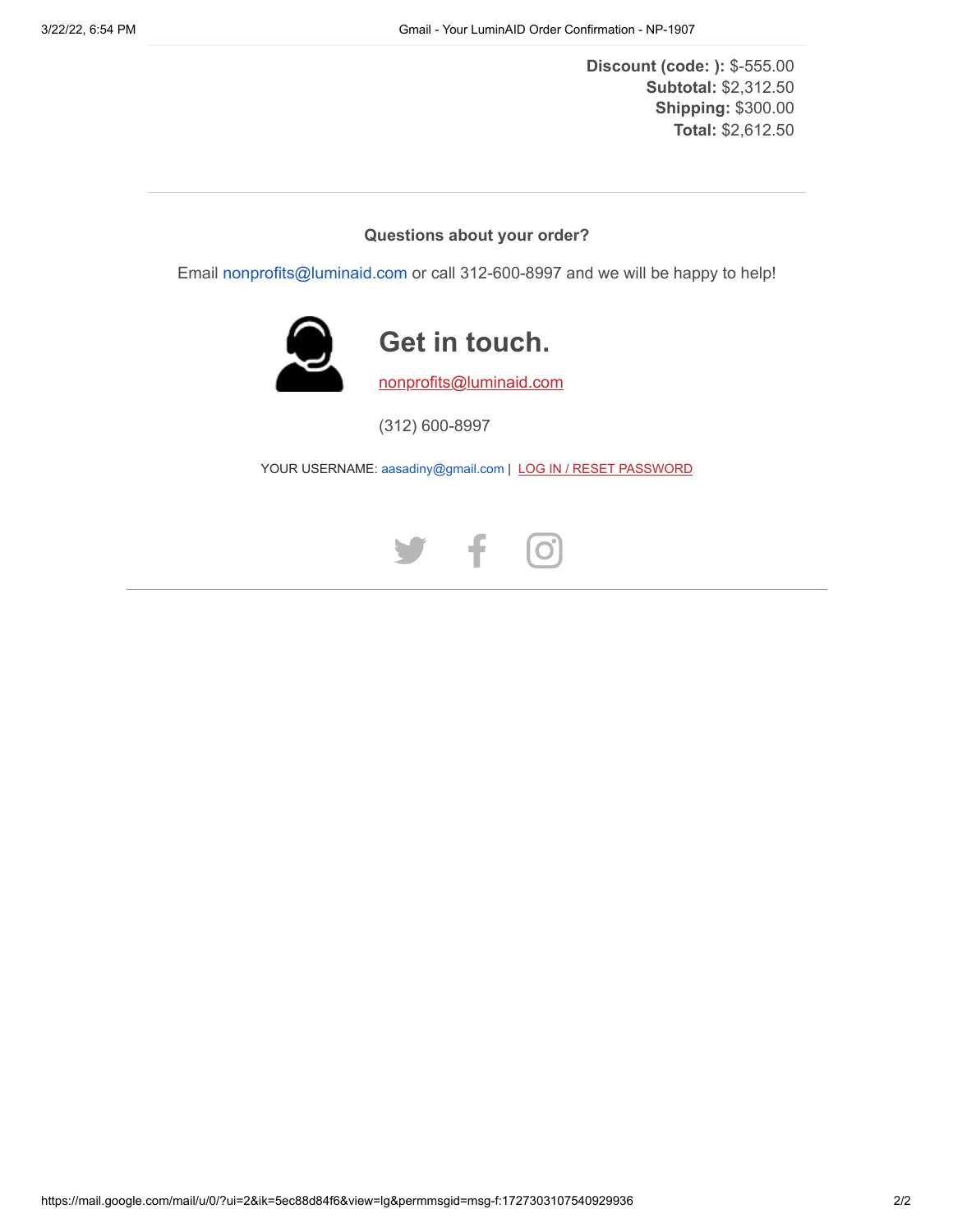**Discount (code: ):** $-555.00
**Subtotal:** $2,312.50
**Shipping:** $300.00
**Total:** $2,612.50

---

**Questions about your order?**

Email nonprofits@luminaid.com or call 312-600-8997 and we will be happy to help!

## Get in touch.

nonprofits@luminaid.com

(312) 600-8997

YOUR USERNAME: aasadiny@gmail.com | LOG IN / RESET PASSWORD